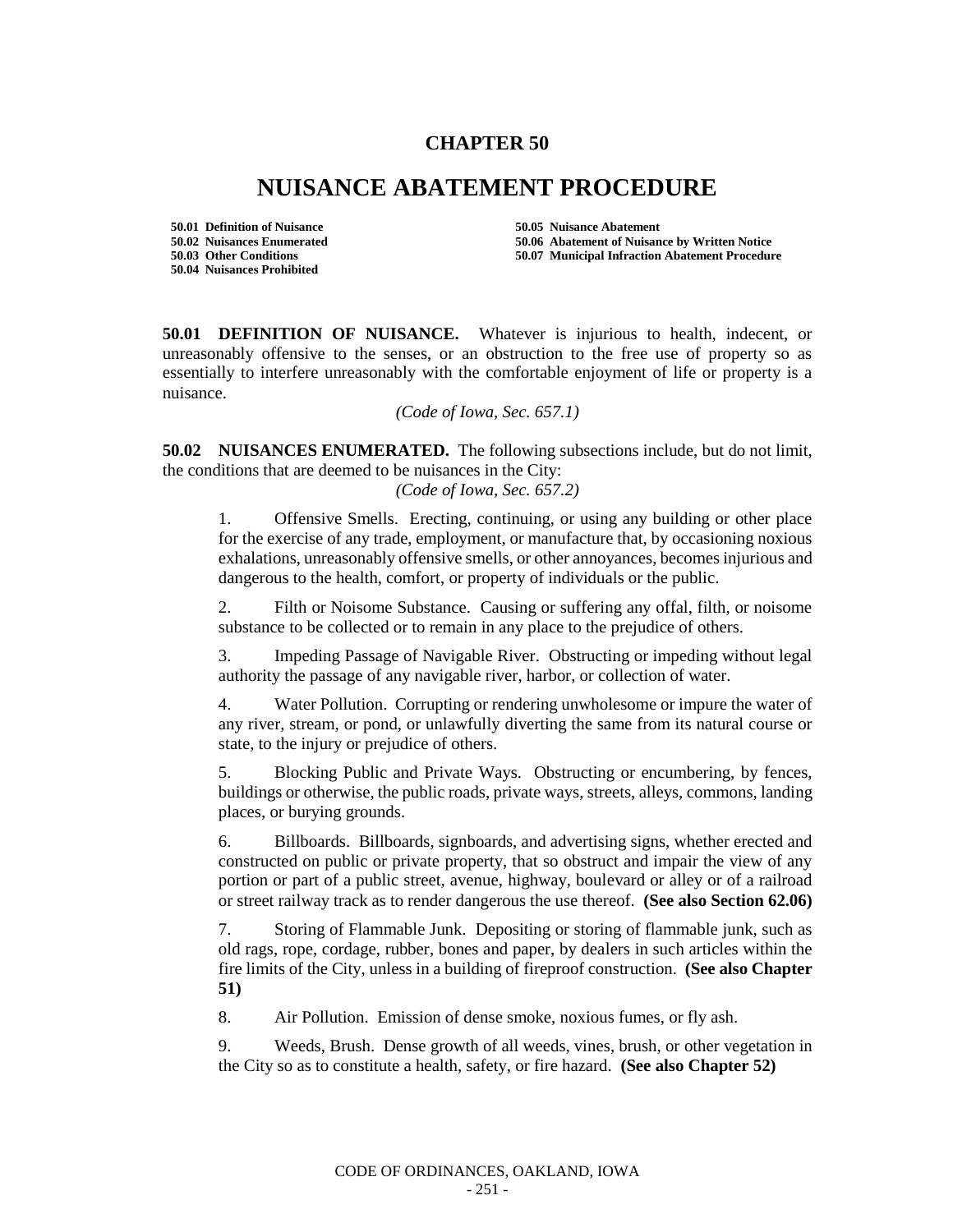# CHAPTER 50

# NUISANCE ABATEMENT PROCEDURE

**50.01 Definition of Nuisance**
**50.02 Nuisances Enumerated**
**50.03 Other Conditions**
**50.04 Nuisances Prohibited**
**50.05 Nuisance Abatement**
**50.06 Abatement of Nuisance by Written Notice**
**50.07 Municipal Infraction Abatement Procedure**

**50.01 DEFINITION OF NUISANCE.** Whatever is injurious to health, indecent, or unreasonably offensive to the senses, or an obstruction to the free use of property so as essentially to interfere unreasonably with the comfortable enjoyment of life or property is a nuisance.

*(Code of Iowa, Sec. 657.1)*

**50.02 NUISANCES ENUMERATED.** The following subsections include, but do not limit, the conditions that are deemed to be nuisances in the City:

*(Code of Iowa, Sec. 657.2)*

1. Offensive Smells. Erecting, continuing, or using any building or other place for the exercise of any trade, employment, or manufacture that, by occasioning noxious exhalations, unreasonably offensive smells, or other annoyances, becomes injurious and dangerous to the health, comfort, or property of individuals or the public.

2. Filth or Noisome Substance. Causing or suffering any offal, filth, or noisome substance to be collected or to remain in any place to the prejudice of others.

3. Impeding Passage of Navigable River. Obstructing or impeding without legal authority the passage of any navigable river, harbor, or collection of water.

4. Water Pollution. Corrupting or rendering unwholesome or impure the water of any river, stream, or pond, or unlawfully diverting the same from its natural course or state, to the injury or prejudice of others.

5. Blocking Public and Private Ways. Obstructing or encumbering, by fences, buildings or otherwise, the public roads, private ways, streets, alleys, commons, landing places, or burying grounds.

6. Billboards. Billboards, signboards, and advertising signs, whether erected and constructed on public or private property, that so obstruct and impair the view of any portion or part of a public street, avenue, highway, boulevard or alley or of a railroad or street railway track as to render dangerous the use thereof. **(See also Section 62.06)**

7. Storing of Flammable Junk. Depositing or storing of flammable junk, such as old rags, rope, cordage, rubber, bones and paper, by dealers in such articles within the fire limits of the City, unless in a building of fireproof construction. **(See also Chapter 51)**

8. Air Pollution. Emission of dense smoke, noxious fumes, or fly ash.

9. Weeds, Brush. Dense growth of all weeds, vines, brush, or other vegetation in the City so as to constitute a health, safety, or fire hazard. **(See also Chapter 52)**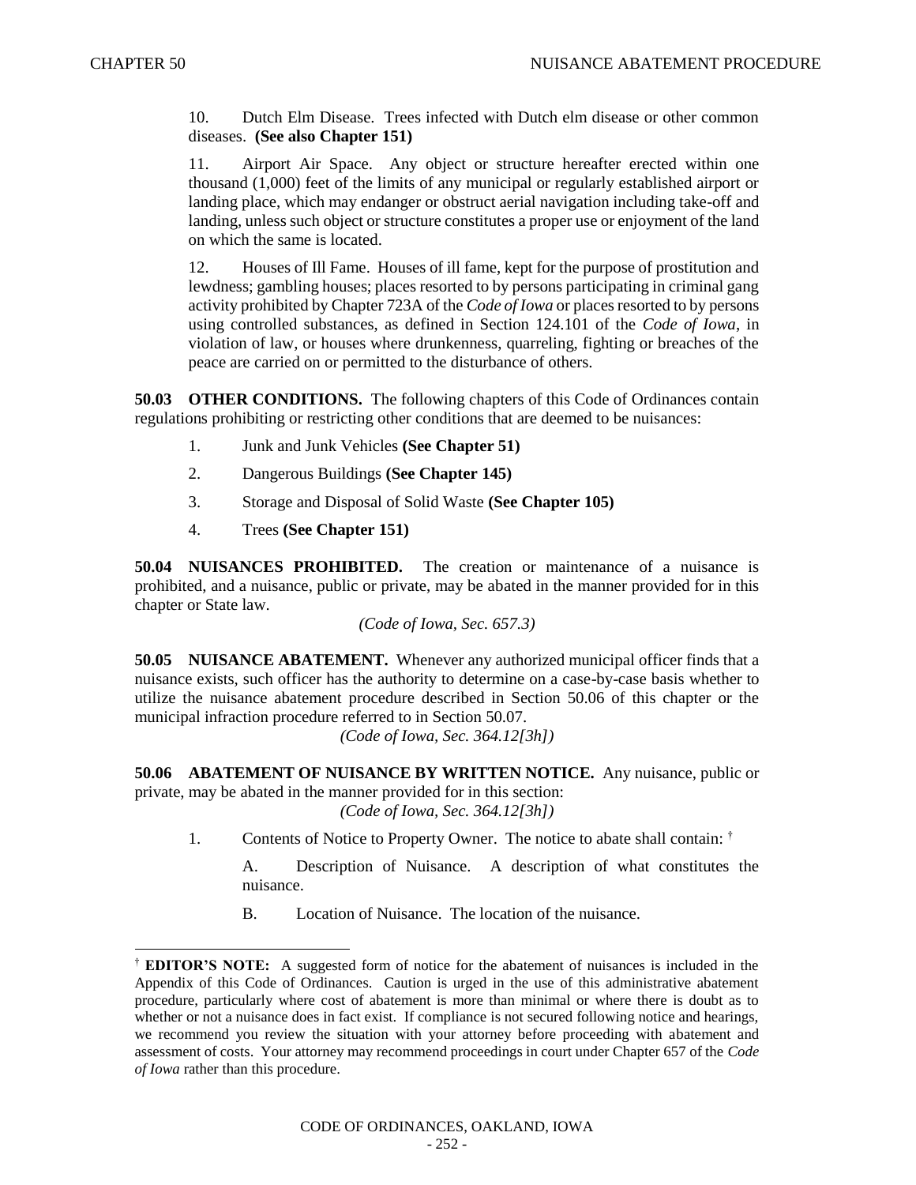10. Dutch Elm Disease. Trees infected with Dutch elm disease or other common diseases. **(See also Chapter 151)**

11. Airport Air Space. Any object or structure hereafter erected within one thousand (1,000) feet of the limits of any municipal or regularly established airport or landing place, which may endanger or obstruct aerial navigation including take-off and landing, unless such object or structure constitutes a proper use or enjoyment of the land on which the same is located.

12. Houses of Ill Fame. Houses of ill fame, kept for the purpose of prostitution and lewdness; gambling houses; places resorted to by persons participating in criminal gang activity prohibited by Chapter 723A of the *Code of Iowa* or places resorted to by persons using controlled substances, as defined in Section 124.101 of the *Code of Iowa*, in violation of law, or houses where drunkenness, quarreling, fighting or breaches of the peace are carried on or permitted to the disturbance of others.

**50.03 OTHER CONDITIONS.** The following chapters of this Code of Ordinances contain regulations prohibiting or restricting other conditions that are deemed to be nuisances:

1. Junk and Junk Vehicles **(See Chapter 51)**
2. Dangerous Buildings **(See Chapter 145)**
3. Storage and Disposal of Solid Waste **(See Chapter 105)**
4. Trees **(See Chapter 151)**

**50.04 NUISANCES PROHIBITED.** The creation or maintenance of a nuisance is prohibited, and a nuisance, public or private, may be abated in the manner provided for in this chapter or State law.

*(Code of Iowa, Sec. 657.3)*

**50.05 NUISANCE ABATEMENT.** Whenever any authorized municipal officer finds that a nuisance exists, such officer has the authority to determine on a case-by-case basis whether to utilize the nuisance abatement procedure described in Section 50.06 of this chapter or the municipal infraction procedure referred to in Section 50.07.

*(Code of Iowa, Sec. 364.12[3h])*

**50.06 ABATEMENT OF NUISANCE BY WRITTEN NOTICE.** Any nuisance, public or private, may be abated in the manner provided for in this section:

*(Code of Iowa, Sec. 364.12[3h])*

1. Contents of Notice to Property Owner. The notice to abate shall contain: [†]

   A. Description of Nuisance. A description of what constitutes the nuisance.

   B. Location of Nuisance. The location of the nuisance.

---

[†] **EDITOR'S NOTE:** A suggested form of notice for the abatement of nuisances is included in the Appendix of this Code of Ordinances. Caution is urged in the use of this administrative abatement procedure, particularly where cost of abatement is more than minimal or where there is doubt as to whether or not a nuisance does in fact exist. If compliance is not secured following notice and hearings, we recommend you review the situation with your attorney before proceeding with abatement and assessment of costs. Your attorney may recommend proceedings in court under Chapter 657 of the *Code of Iowa* rather than this procedure.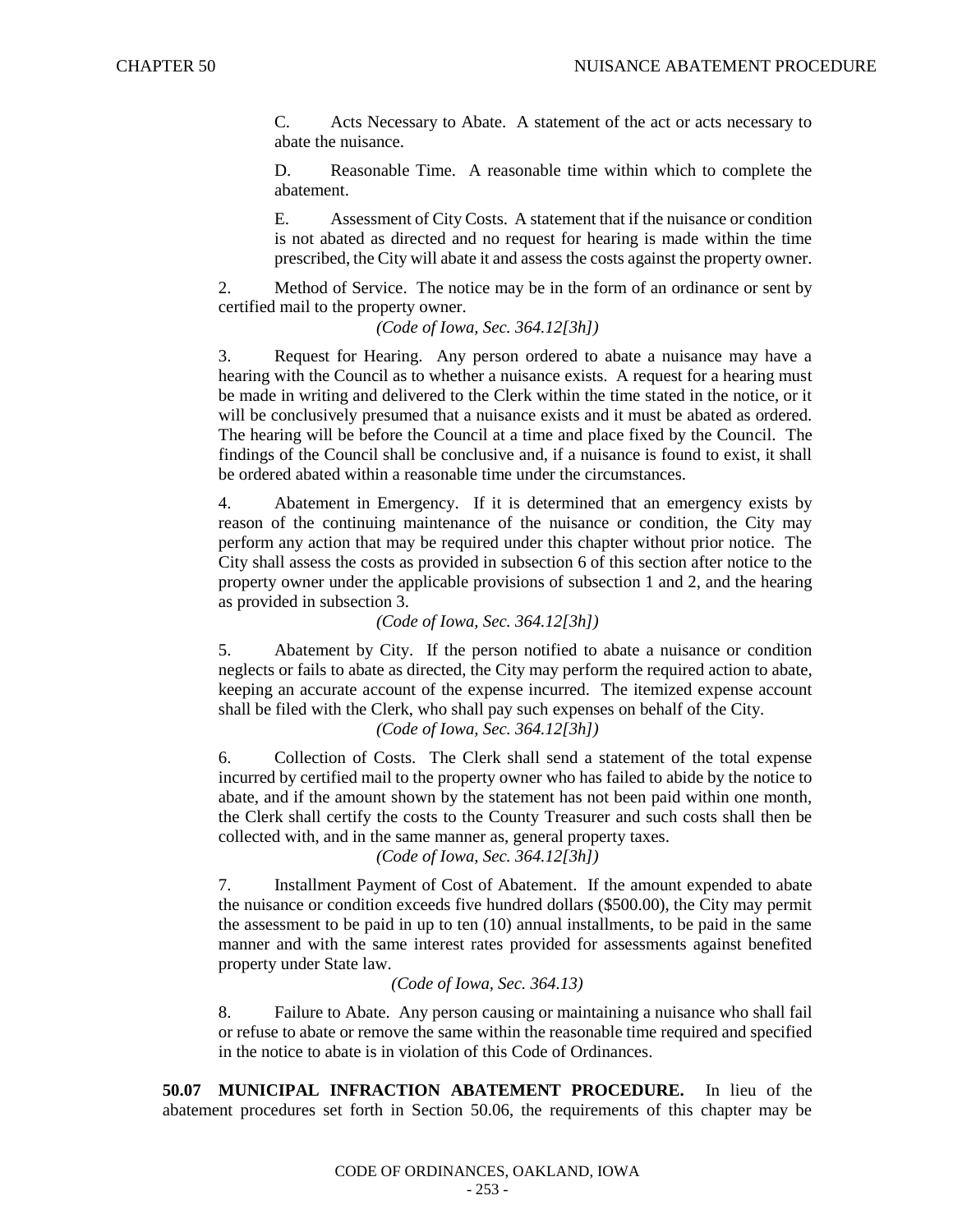C. Acts Necessary to Abate. A statement of the act or acts necessary to abate the nuisance.

D. Reasonable Time. A reasonable time within which to complete the abatement.

E. Assessment of City Costs. A statement that if the nuisance or condition is not abated as directed and no request for hearing is made within the time prescribed, the City will abate it and assess the costs against the property owner.

2. Method of Service. The notice may be in the form of an ordinance or sent by certified mail to the property owner.

*(Code of Iowa, Sec. 364.12[3h])*

3. Request for Hearing. Any person ordered to abate a nuisance may have a hearing with the Council as to whether a nuisance exists. A request for a hearing must be made in writing and delivered to the Clerk within the time stated in the notice, or it will be conclusively presumed that a nuisance exists and it must be abated as ordered. The hearing will be before the Council at a time and place fixed by the Council. The findings of the Council shall be conclusive and, if a nuisance is found to exist, it shall be ordered abated within a reasonable time under the circumstances.

4. Abatement in Emergency. If it is determined that an emergency exists by reason of the continuing maintenance of the nuisance or condition, the City may perform any action that may be required under this chapter without prior notice. The City shall assess the costs as provided in subsection 6 of this section after notice to the property owner under the applicable provisions of subsection 1 and 2, and the hearing as provided in subsection 3.

*(Code of Iowa, Sec. 364.12[3h])*

5. Abatement by City. If the person notified to abate a nuisance or condition neglects or fails to abate as directed, the City may perform the required action to abate, keeping an accurate account of the expense incurred. The itemized expense account shall be filed with the Clerk, who shall pay such expenses on behalf of the City.

*(Code of Iowa, Sec. 364.12[3h])*

6. Collection of Costs. The Clerk shall send a statement of the total expense incurred by certified mail to the property owner who has failed to abide by the notice to abate, and if the amount shown by the statement has not been paid within one month, the Clerk shall certify the costs to the County Treasurer and such costs shall then be collected with, and in the same manner as, general property taxes.

*(Code of Iowa, Sec. 364.12[3h])*

7. Installment Payment of Cost of Abatement. If the amount expended to abate the nuisance or condition exceeds five hundred dollars ($500.00), the City may permit the assessment to be paid in up to ten (10) annual installments, to be paid in the same manner and with the same interest rates provided for assessments against benefited property under State law.

*(Code of Iowa, Sec. 364.13)*

8. Failure to Abate. Any person causing or maintaining a nuisance who shall fail or refuse to abate or remove the same within the reasonable time required and specified in the notice to abate is in violation of this Code of Ordinances.

**50.07 MUNICIPAL INFRACTION ABATEMENT PROCEDURE.** In lieu of the abatement procedures set forth in Section 50.06, the requirements of this chapter may be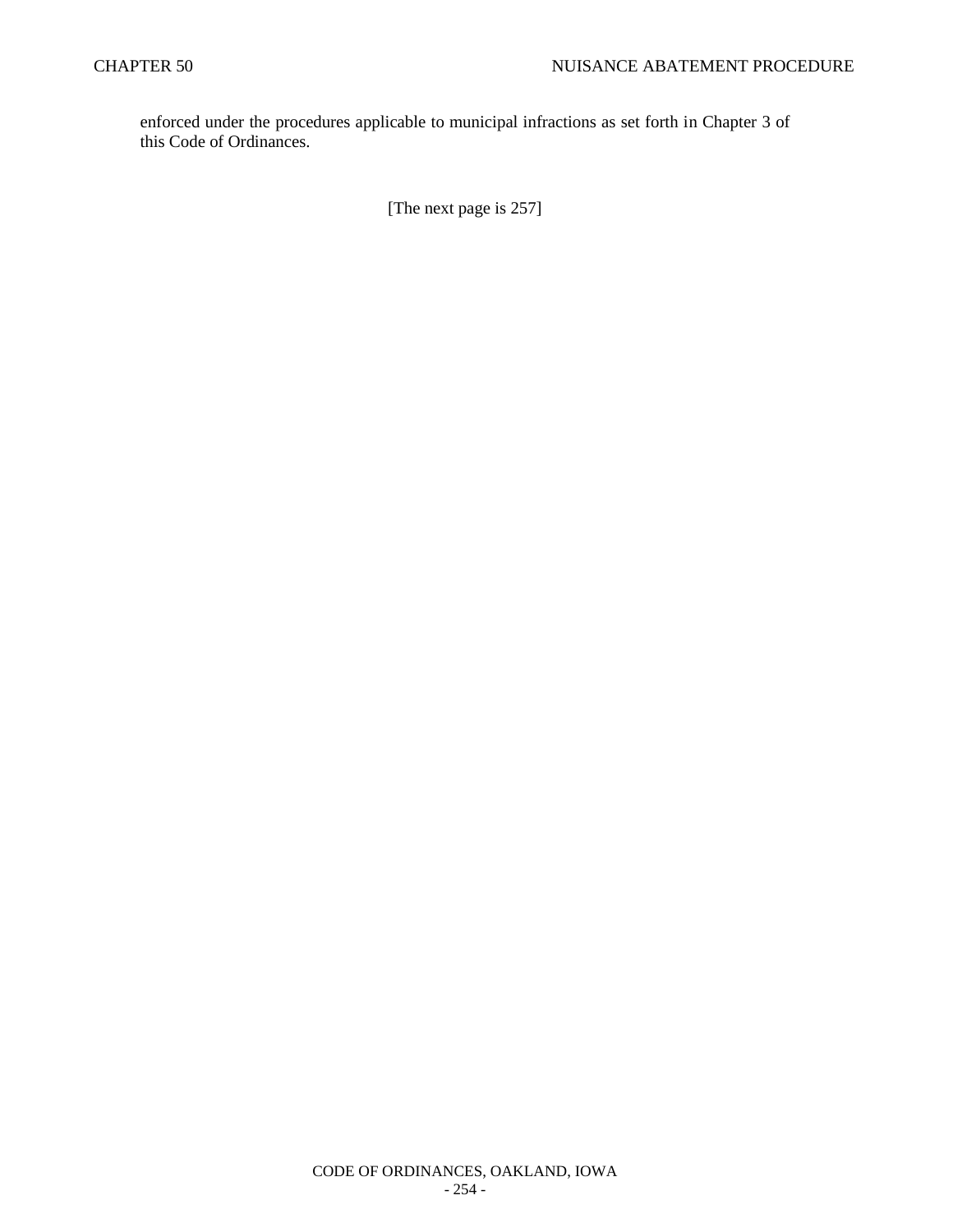enforced under the procedures applicable to municipal infractions as set forth in Chapter 3 of this Code of Ordinances.

[The next page is 257]